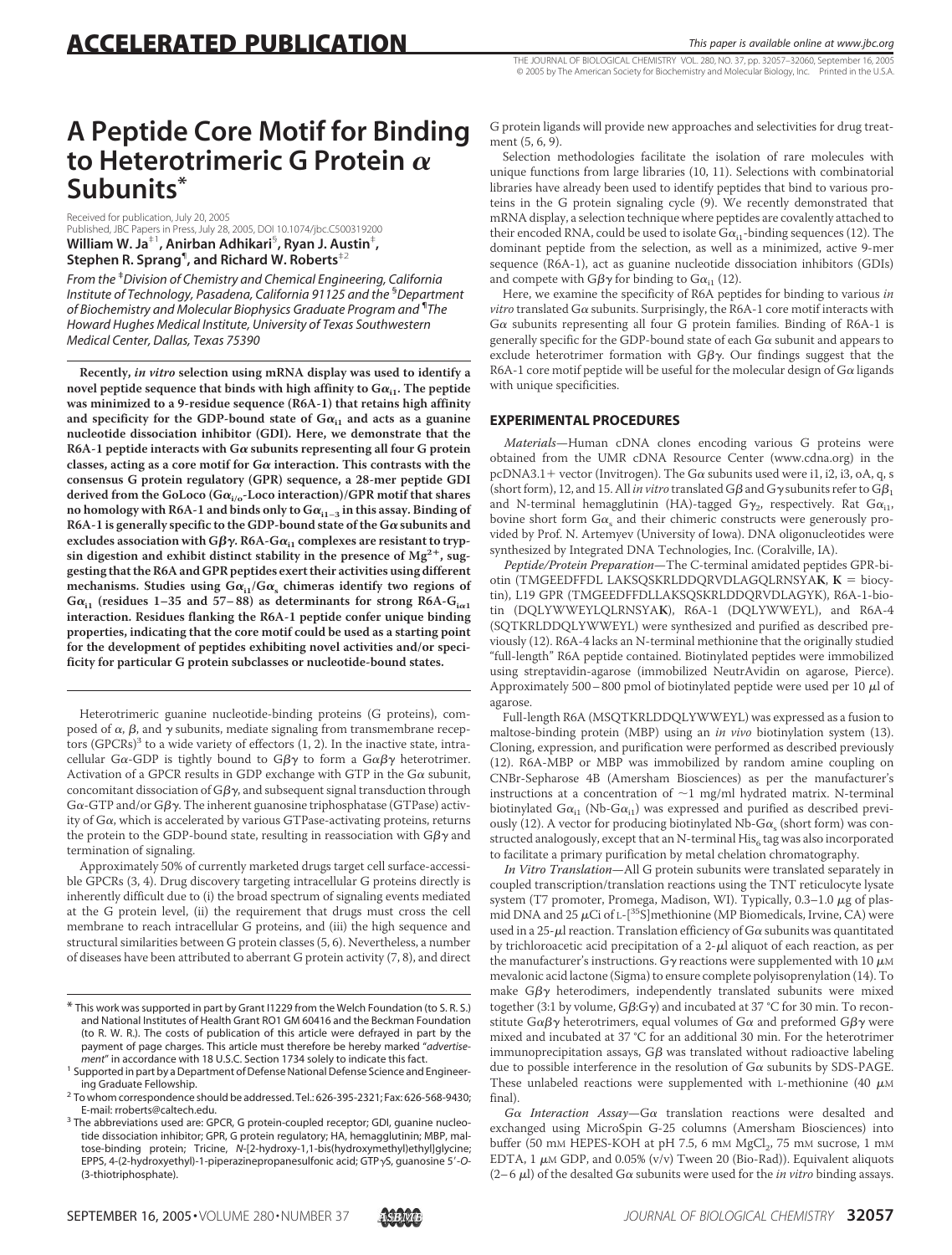# A Peptide Core Motif for Binding to Heterotrimeric G Protein α Subunits*

Received for publication, July 20, 2005
Published, JBC Papers in Press, July 28, 2005, DOI 10.1074/jbc.C500319200

**William W. Ja[‡1], Anirban Adhikari[§], Ryan J. Austin[‡], Stephen R. Sprang[¶], and Richard W. Roberts[‡2]**

*From the* [‡]*Division of Chemistry and Chemical Engineering, California Institute of Technology, Pasadena, California 91125 and the* [§]*Department of Biochemistry and Molecular Biophysics Graduate Program and* [¶]*The Howard Hughes Medical Institute, University of Texas Southwestern Medical Center, Dallas, Texas 75390*

**Recently, *in vitro* selection using mRNA display was used to identify a novel peptide sequence that binds with high affinity to $G\alpha_{i1}$. The peptide was minimized to a 9-residue sequence (R6A-1) that retains high affinity and specificity for the GDP-bound state of $G\alpha_{i1}$ and acts as a guanine nucleotide dissociation inhibitor (GDI). Here, we demonstrate that the R6A-1 peptide interacts with Gα subunits representing all four G protein classes, acting as a core motif for Gα interaction. This contrasts with the consensus G protein regulatory (GPR) sequence, a 28-mer peptide GDI derived from the GoLoco ($G\alpha_{i/o}$-Loco interaction)/GPR motif that shares no homology with R6A-1 and binds only to $G\alpha_{i1-3}$ in this assay. Binding of R6A-1 is generally specific to the GDP-bound state of the Gα subunits and excludes association with Gβγ. R6A-$G\alpha_{i1}$ complexes are resistant to trypsin digestion and exhibit distinct stability in the presence of $Mg^{2+}$, suggesting that the R6A and GPR peptides exert their activities using different mechanisms. Studies using $G\alpha_{i1}/G\alpha_s$ chimeras identify two regions of $G\alpha_{i1}$ (residues 1–35 and 57–88) as determinants for strong R6A-$G_{i\alpha 1}$ interaction. Residues flanking the R6A-1 peptide confer unique binding properties, indicating that the core motif could be used as a starting point for the development of peptides exhibiting novel activities and/or specificity for particular G protein subclasses or nucleotide-bound states.**

Heterotrimeric guanine nucleotide-binding proteins (G proteins), composed of α, β, and γ subunits, mediate signaling from transmembrane receptors (GPCRs)[3] to a wide variety of effectors (1, 2). In the inactive state, intracellular Gα-GDP is tightly bound to Gβγ to form a Gαβγ heterotrimer. Activation of a GPCR results in GDP exchange with GTP in the Gα subunit, concomitant dissociation of Gβγ, and subsequent signal transduction through Gα-GTP and/or Gβγ. The inherent guanosine triphosphatase (GTPase) activity of Gα, which is accelerated by various GTPase-activating proteins, returns the protein to the GDP-bound state, resulting in reassociation with Gβγ and termination of signaling.

Approximately 50% of currently marketed drugs target cell surface-accessible GPCRs (3, 4). Drug discovery targeting intracellular G proteins directly is inherently difficult due to (i) the broad spectrum of signaling events mediated at the G protein level, (ii) the requirement that drugs must cross the cell membrane to reach intracellular G proteins, and (iii) the high sequence and structural similarities between G protein classes (5, 6). Nevertheless, a number of diseases have been attributed to aberrant G protein activity (7, 8), and direct G protein ligands will provide new approaches and selectivities for drug treatment (5, 6, 9).

Selection methodologies facilitate the isolation of rare molecules with unique functions from large libraries (10, 11). Selections with combinatorial libraries have already been used to identify peptides that bind to various proteins in the G protein signaling cycle (9). We recently demonstrated that mRNA display, a selection technique where peptides are covalently attached to their encoded RNA, could be used to isolate $G\alpha_{i1}$-binding sequences (12). The dominant peptide from the selection, as well as a minimized, active 9-mer sequence (R6A-1), act as guanine nucleotide dissociation inhibitors (GDIs) and compete with Gβγ for binding to $G\alpha_{i1}$ (12).

Here, we examine the specificity of R6A peptides for binding to various *in vitro* translated Gα subunits. Surprisingly, the R6A-1 core motif interacts with Gα subunits representing all four G protein families. Binding of R6A-1 is generally specific for the GDP-bound state of each Gα subunit and appears to exclude heterotrimer formation with Gβγ. Our findings suggest that the R6A-1 core motif peptide will be useful for the molecular design of Gα ligands with unique specificities.

## EXPERIMENTAL PROCEDURES

*Materials*—Human cDNA clones encoding various G proteins were obtained from the UMR cDNA Resource Center (www.cdna.org) in the pcDNA3.1+ vector (Invitrogen). The Gα subunits used were i1, i2, i3, oA, q, s (short form), 12, and 15. All *in vitro* translated Gβ and Gγ subunits refer to $G\beta_1$ and N-terminal hemagglutinin (HA)-tagged $G\gamma_2$, respectively. Rat $G\alpha_{i1}$, bovine short form $G\alpha_s$ and their chimeric constructs were generously provided by Prof. N. Artemyev (University of Iowa). DNA oligonucleotides were synthesized by Integrated DNA Technologies, Inc. (Coralville, IA).

*Peptide/Protein Preparation*—The C-terminal amidated peptides GPR-biotin (TMGEEDFFDL LAKSQSKRLDDQRVDLAGQLRNSYA**K**, **K** = biocytin), L19 GPR (TMGEEDFFDLLAKSQSKRLDDQRVDLAGYK), R6A-1-biotin (DQLYWWEYLQLRNSYA**K**), R6A-1 (DQLYWWEYL), and R6A-4 (SQTKRLDDQLYWWEYL) were synthesized and purified as described previously (12). R6A-4 lacks an N-terminal methionine that the originally studied "full-length" R6A peptide contained. Biotinylated peptides were immobilized using streptavidin-agarose (immobilized NeutrAvidin on agarose, Pierce). Approximately 500–800 pmol of biotinylated peptide were used per 10 μl of agarose.

Full-length R6A (MSQTKRLDDQLYWWEYL) was expressed as a fusion to maltose-binding protein (MBP) using an *in vivo* biotinylation system (13). Cloning, expression, and purification were performed as described previously (12). R6A-MBP or MBP was immobilized by random amine coupling on CNBr-Sepharose 4B (Amersham Biosciences) as per the manufacturer's instructions at a concentration of ~1 mg/ml hydrated matrix. N-terminal biotinylated $G\alpha_{i1}$ (Nb-$G\alpha_{i1}$) was expressed and purified as described previously (12). A vector for producing biotinylated Nb-$G\alpha_s$ (short form) was constructed analogously, except that an N-terminal $His_6$ tag was also incorporated to facilitate a primary purification by metal chelation chromatography.

*In Vitro Translation*—All G protein subunits were translated separately in coupled transcription/translation reactions using the TNT reticulocyte lysate system (T7 promoter, Promega, Madison, WI). Typically, 0.3–1.0 μg of plasmid DNA and 25 μCi of L-[$^{35}$S]methionine (MP Biomedicals, Irvine, CA) were used in a 25-μl reaction. Translation efficiency of Gα subunits was quantitated by trichloroacetic acid precipitation of a 2-μl aliquot of each reaction, as per the manufacturer's instructions. Gγ reactions were supplemented with 10 μM mevalonic acid lactone (Sigma) to ensure complete polyisoprenylation (14). To make Gβγ heterodimers, independently translated subunits were mixed together (3:1 by volume, Gβ:Gγ) and incubated at 37 °C for 30 min. To reconstitute Gαβγ heterotrimers, equal volumes of Gα and preformed Gβγ were mixed and incubated at 37 °C for an additional 30 min. For the heterotrimer immunoprecipitation assays, Gβ was translated without radioactive labeling due to possible interference in the resolution of Gα subunits by SDS-PAGE. These unlabeled reactions were supplemented with L-methionine (40 μM final).

*Gα Interaction Assay*—Gα translation reactions were desalted and exchanged using MicroSpin G-25 columns (Amersham Biosciences) into buffer (50 mM HEPES-KOH at pH 7.5, 6 mM $MgCl_2$, 75 mM sucrose, 1 mM EDTA, 1 μM GDP, and 0.05% (v/v) Tween 20 (Bio-Rad)). Equivalent aliquots (2–6 μl) of the desalted Gα subunits were used for the *in vitro* binding assays.

---

\* This work was supported in part by Grant I1229 from the Welch Foundation (to S. R. S.) and National Institutes of Health Grant RO1 GM 60416 and the Beckman Foundation (to R. W. R.). The costs of publication of this article were defrayed in part by the payment of page charges. This article must therefore be hereby marked "*advertisement*" in accordance with 18 U.S.C. Section 1734 solely to indicate this fact.

[1] Supported in part by a Department of Defense National Defense Science and Engineering Graduate Fellowship.

[2] To whom correspondence should be addressed. Tel.: 626-395-2321; Fax: 626-568-9430; E-mail: rroberts@caltech.edu.

[3] The abbreviations used are: GPCR, G protein-coupled receptor; GDI, guanine nucleotide dissociation inhibitor; GPR, G protein regulatory; HA, hemagglutinin; MBP, maltose-binding protein; Tricine, *N*-[2-hydroxy-1,1-bis(hydroxymethyl)ethyl]glycine; EPPS, 4-(2-hydroxyethyl)-1-piperazinepropanesulfonic acid; GTPγS, guanosine 5′-*O*-(3-thiotriphosphate).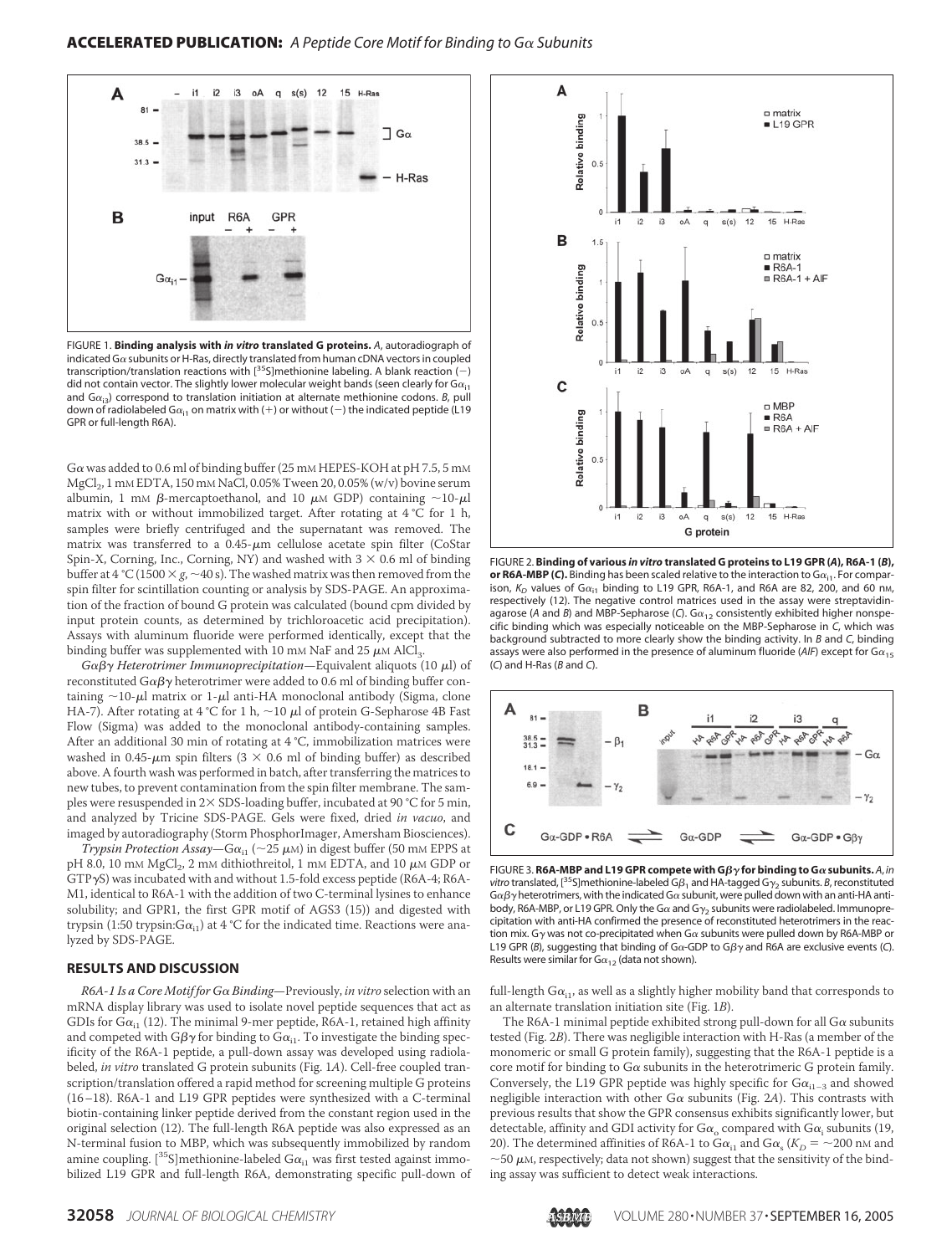FIGURE 1. **Binding analysis with *in vitro* translated G proteins.** *A*, autoradiograph of indicated Gα subunits or H-Ras, directly translated from human cDNA vectors in coupled transcription/translation reactions with [$^{35}$S]methionine labeling. A blank reaction (−) did not contain vector. The slightly lower molecular weight bands (seen clearly for $G\alpha_{i1}$ and $G\alpha_{i3}$) correspond to translation initiation at alternate methionine codons. *B*, pull down of radiolabeled $G\alpha_{i1}$ on matrix with (+) or without (−) the indicated peptide (L19 GPR or full-length R6A).

Gα was added to 0.6 ml of binding buffer (25 mM HEPES-KOH at pH 7.5, 5 mM $MgCl_2$, 1 mM EDTA, 150 mM NaCl, 0.05% Tween 20, 0.05% (w/v) bovine serum albumin, 1 mM β-mercaptoethanol, and 10 μM GDP) containing ~10-μl matrix with or without immobilized target. After rotating at 4 °C for 1 h, samples were briefly centrifuged and the supernatant was removed. The matrix was transferred to a 0.45-μm cellulose acetate spin filter (CoStar Spin-X, Corning, Inc., Corning, NY) and washed with 3 × 0.6 ml of binding buffer at 4 °C (1500 × *g*, ~40 s). The washed matrix was then removed from the spin filter for scintillation counting or analysis by SDS-PAGE. An approximation of the fraction of bound G protein was calculated (bound cpm divided by input protein counts, as determined by trichloroacetic acid precipitation). Assays with aluminum fluoride were performed identically, except that the binding buffer was supplemented with 10 mM NaF and 25 μM $AlCl_3$.

*Gαβγ Heterotrimer Immunoprecipitation*—Equivalent aliquots (10 μl) of reconstituted Gαβγ heterotrimer were added to 0.6 ml of binding buffer containing ~10-μl matrix or 1-μl anti-HA monoclonal antibody (Sigma, clone HA-7). After rotating at 4 °C for 1 h, ~10 μl of protein G-Sepharose 4B Fast Flow (Sigma) was added to the monoclonal antibody-containing samples. After an additional 30 min of rotating at 4 °C, immobilization matrices were washed in 0.45-μm spin filters (3 × 0.6 ml of binding buffer) as described above. A fourth wash was performed in batch, after transferring the matrices to new tubes, to prevent contamination from the spin filter membrane. The samples were resuspended in 2× SDS-loading buffer, incubated at 90 °C for 5 min, and analyzed by Tricine SDS-PAGE. Gels were fixed, dried *in vacuo*, and imaged by autoradiography (Storm PhosphorImager, Amersham Biosciences).

*Trypsin Protection Assay*—$G\alpha_{i1}$ (~25 μM) in digest buffer (50 mM EPPS at pH 8.0, 10 mM $MgCl_2$, 2 mM dithiothreitol, 1 mM EDTA, and 10 μM GDP or GTPγS) was incubated with and without 1.5-fold excess peptide (R6A-4; R6A-M1, identical to R6A-1 with the addition of two C-terminal lysines to enhance solubility; and GPR1, the first GPR motif of AGS3 (15)) and digested with trypsin (1:50 trypsin:$G\alpha_{i1}$) at 4 °C for the indicated time. Reactions were analyzed by SDS-PAGE.

## RESULTS AND DISCUSSION

*R6A-1 Is a Core Motif for Gα Binding*—Previously, *in vitro* selection with an mRNA display library was used to isolate novel peptide sequences that act as GDIs for $G\alpha_{i1}$ (12). The minimal 9-mer peptide, R6A-1, retained high affinity and competed with Gβγ for binding to $G\alpha_{i1}$. To investigate the binding specificity of the R6A-1 peptide, a pull-down assay was developed using radiolabeled, *in vitro* translated G protein subunits (Fig. 1*A*). Cell-free coupled transcription/translation offered a rapid method for screening multiple G proteins (16–18). R6A-1 and L19 GPR peptides were synthesized with a C-terminal biotin-containing linker peptide derived from the constant region used in the original selection (12). The full-length R6A peptide was also expressed as an N-terminal fusion to MBP, which was subsequently immobilized by random amine coupling. [$^{35}$S]methionine-labeled $G\alpha_{i1}$ was first tested against immobilized L19 GPR and full-length R6A, demonstrating specific pull-down of full-length $G\alpha_{i1}$, as well as a slightly higher mobility band that corresponds to an alternate translation initiation site (Fig. 1*B*).

The R6A-1 minimal peptide exhibited strong pull-down for all Gα subunits tested (Fig. 2*B*). There was negligible interaction with H-Ras (a member of the monomeric or small G protein family), suggesting that the R6A-1 peptide is a core motif for binding to Gα subunits in the heterotrimeric G protein family. Conversely, the L19 GPR peptide was highly specific for $G\alpha_{i1-3}$ and showed negligible interaction with other Gα subunits (Fig. 2*A*). This contrasts with previous results that show the GPR consensus exhibits significantly lower, but detectable, affinity and GDI activity for $G\alpha_o$ compared with $G\alpha_i$ subunits (19, 20). The determined affinities of R6A-1 to $G\alpha_{i1}$ and $G\alpha_s$ ($K_D$ = ~200 nM and ~50 μM, respectively; data not shown) suggest that the sensitivity of the binding assay was sufficient to detect weak interactions.

FIGURE 2. **Binding of various *in vitro* translated G proteins to L19 GPR (*A*), R6A-1 (*B*), or R6A-MBP (*C*).** Binding has been scaled relative to the interaction to $G\alpha_{i1}$. For comparison, $K_D$ values of $G\alpha_{i1}$ binding to L19 GPR, R6A-1, and R6A are 82, 200, and 60 nM, respectively (12). The negative control matrices used in the assay were streptavidin-agarose (*A* and *B*) and MBP-Sepharose (*C*). $G\alpha_{12}$ consistently exhibited higher nonspecific binding which was especially noticeable on the MBP-Sepharose in *C*, which was background subtracted to more clearly show the binding activity. In *B* and *C*, binding assays were also performed in the presence of aluminum fluoride (*AlF*) except for $G\alpha_{15}$ (*C*) and H-Ras (*B* and *C*).

FIGURE 3. **R6A-MBP and L19 GPR compete with Gβγ for binding to Gα subunits.** *A*, *in vitro* translated, [$^{35}$S]methionine-labeled $G\beta_1$ and HA-tagged $G\gamma_2$ subunits. *B*, reconstituted Gαβγ heterotrimers, with the indicated Gα subunit, were pulled down with an anti-HA antibody, R6A-MBP, or L19 GPR. Only the Gα and $G\gamma_2$ subunits were radiolabeled. Immunoprecipitation with anti-HA confirmed the presence of reconstituted heterotrimers in the reaction mix. Gγ was not co-precipitated when Gα subunits were pulled down by R6A-MBP or L19 GPR (*B*), suggesting that binding of Gα-GDP to Gβγ and R6A are exclusive events (*C*). Results were similar for $G\alpha_{12}$ (data not shown).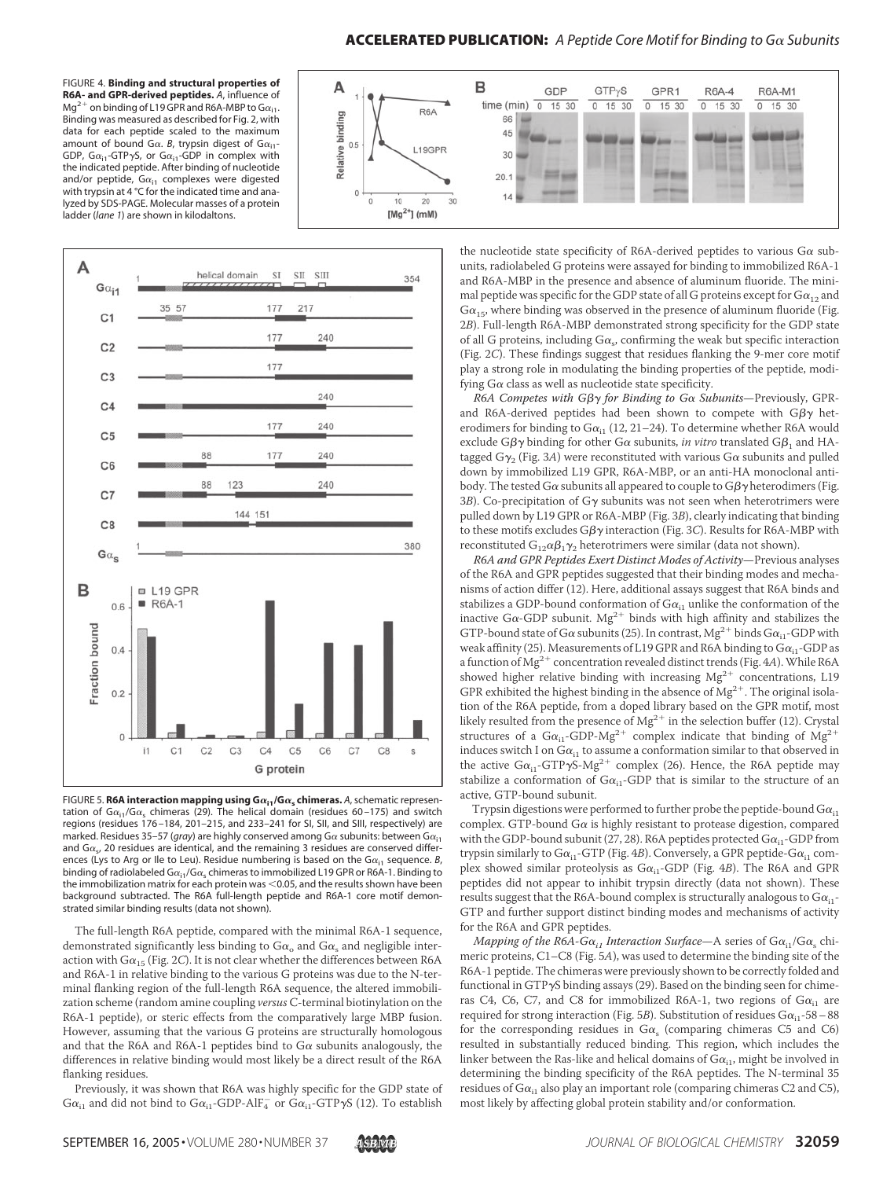FIGURE 4. **Binding and structural properties of R6A- and GPR-derived peptides.** *A*, influence of $Mg^{2+}$ on binding of L19 GPR and R6A-MBP to $G\alpha_{i1}$. Binding was measured as described for Fig. 2, with data for each peptide scaled to the maximum amount of bound $G\alpha$. *B*, trypsin digest of $G\alpha_{i1}$-GDP, $G\alpha_{i1}$-GTP$\gamma$S, or $G\alpha_{i1}$-GDP in complex with the indicated peptide. After binding of nucleotide and/or peptide, $G\alpha_{i1}$ complexes were digested with trypsin at 4 °C for the indicated time and analyzed by SDS-PAGE. Molecular masses of a protein ladder (*lane 1*) are shown in kilodaltons.

FIGURE 5. **R6A interaction mapping using $G\alpha_{i1}/G\alpha_s$ chimeras.** *A*, schematic representation of $G\alpha_{i1}/G\alpha_s$ chimeras (29). The helical domain (residues 60–175) and switch regions (residues 176–184, 201–215, and 233–241 for SI, SII, and SIII, respectively) are marked. Residues 35–57 (*gray*) are highly conserved among $G\alpha$ subunits: between $G\alpha_{i1}$ and $G\alpha_s$, 20 residues are identical, and the remaining 3 residues are conserved differences (Lys to Arg or Ile to Leu). Residue numbering is based on the $G\alpha_{i1}$ sequence. *B*, binding of radiolabeled $G\alpha_{i1}/G\alpha_s$ chimeras to immobilized L19 GPR or R6A-1. Binding to the immobilization matrix for each protein was <0.05, and the results shown have been background subtracted. The R6A full-length peptide and R6A-1 core motif demonstrated similar binding results (data not shown).

The full-length R6A peptide, compared with the minimal R6A-1 sequence, demonstrated significantly less binding to $G\alpha_o$ and $G\alpha_s$ and negligible interaction with $G\alpha_{15}$ (Fig. 2*C*). It is not clear whether the differences between R6A and R6A-1 in relative binding to the various G proteins was due to the N-terminal flanking region of the full-length R6A sequence, the altered immobilization scheme (random amine coupling *versus* C-terminal biotinylation on the R6A-1 peptide), or steric effects from the comparatively large MBP fusion. However, assuming that the various G proteins are structurally homologous and that the R6A and R6A-1 peptides bind to $G\alpha$ subunits analogously, the differences in relative binding would most likely be a direct result of the R6A flanking residues.

Previously, it was shown that R6A was highly specific for the GDP state of $G\alpha_{i1}$ and did not bind to $G\alpha_{i1}$-GDP-$AlF_4^-$ or $G\alpha_{i1}$-GTP$\gamma$S (12). To establish the nucleotide state specificity of R6A-derived peptides to various $G\alpha$ subunits, radiolabeled G proteins were assayed for binding to immobilized R6A-1 and R6A-MBP in the presence and absence of aluminum fluoride. The minimal peptide was specific for the GDP state of all G proteins except for $G\alpha_{12}$ and $G\alpha_{15}$, where binding was observed in the presence of aluminum fluoride (Fig. 2*B*). Full-length R6A-MBP demonstrated strong specificity for the GDP state of all G proteins, including $G\alpha_s$, confirming the weak but specific interaction (Fig. 2*C*). These findings suggest that residues flanking the 9-mer core motif play a strong role in modulating the binding properties of the peptide, modifying $G\alpha$ class as well as nucleotide state specificity.

*R6A Competes with $G\beta\gamma$ for Binding to $G\alpha$ Subunits*—Previously, GPR- and R6A-derived peptides had been shown to compete with $G\beta\gamma$ heterodimers for binding to $G\alpha_{i1}$ (12, 21–24). To determine whether R6A would exclude $G\beta\gamma$ binding for other $G\alpha$ subunits, *in vitro* translated $G\beta_1$ and HA-tagged $G\gamma_2$ (Fig. 3*A*) were reconstituted with various $G\alpha$ subunits and pulled down by immobilized L19 GPR, R6A-MBP, or an anti-HA monoclonal antibody. The tested $G\alpha$ subunits all appeared to couple to $G\beta\gamma$ heterodimers (Fig. 3*B*). Co-precipitation of $G\gamma$ subunits was not seen when heterotrimers were pulled down by L19 GPR or R6A-MBP (Fig. 3*B*), clearly indicating that binding to these motifs excludes $G\beta\gamma$ interaction (Fig. 3*C*). Results for R6A-MBP with reconstituted $G_{12}\alpha\beta_1\gamma_2$ heterotrimers were similar (data not shown).

*R6A and GPR Peptides Exert Distinct Modes of Activity*—Previous analyses of the R6A and GPR peptides suggested that their binding modes and mechanisms of action differ (12). Here, additional assays suggest that R6A binds and stabilizes a GDP-bound conformation of $G\alpha_{i1}$ unlike the conformation of the inactive $G\alpha$-GDP subunit. $Mg^{2+}$ binds with high affinity and stabilizes the GTP-bound state of $G\alpha$ subunits (25). In contrast, $Mg^{2+}$ binds $G\alpha_{i1}$-GDP with weak affinity (25). Measurements of L19 GPR and R6A binding to $G\alpha_{i1}$-GDP as a function of $Mg^{2+}$ concentration revealed distinct trends (Fig. 4*A*). While R6A showed higher relative binding with increasing $Mg^{2+}$ concentrations, L19 GPR exhibited the highest binding in the absence of $Mg^{2+}$. The original isolation of the R6A peptide, from a doped library based on the GPR motif, most likely resulted from the presence of $Mg^{2+}$ in the selection buffer (12). Crystal structures of a $G\alpha_{i1}$-GDP-$Mg^{2+}$ complex indicate that binding of $Mg^{2+}$ induces switch I on $G\alpha_{i1}$ to assume a conformation similar to that observed in the active $G\alpha_{i1}$-GTP$\gamma$S-$Mg^{2+}$ complex (26). Hence, the R6A peptide may stabilize a conformation of $G\alpha_{i1}$-GDP that is similar to the structure of an active, GTP-bound subunit.

Trypsin digestions were performed to further probe the peptide-bound $G\alpha_{i1}$ complex. GTP-bound $G\alpha$ is highly resistant to protease digestion, compared with the GDP-bound subunit (27, 28). R6A peptides protected $G\alpha_{i1}$-GDP from trypsin similarly to $G\alpha_{i1}$-GTP (Fig. 4*B*). Conversely, a GPR peptide-$G\alpha_{i1}$ complex showed similar proteolysis as $G\alpha_{i1}$-GDP (Fig. 4*B*). The R6A and GPR peptides did not appear to inhibit trypsin directly (data not shown). These results suggest that the R6A-bound complex is structurally analogous to $G\alpha_{i1}$-GTP and further support distinct binding modes and mechanisms of activity for the R6A and GPR peptides.

*Mapping of the R6A-$G\alpha_{i1}$ Interaction Surface*—A series of $G\alpha_{i1}/G\alpha_s$ chimeric proteins, C1–C8 (Fig. 5*A*), was used to determine the binding site of the R6A-1 peptide. The chimeras were previously shown to be correctly folded and functional in GTP$\gamma$S binding assays (29). Based on the binding seen for chimeras C4, C6, C7, and C8 for immobilized R6A-1, two regions of $G\alpha_{i1}$ are required for strong interaction (Fig. 5*B*). Substitution of residues $G\alpha_{i1}$-58–88 for the corresponding residues in $G\alpha_s$ (comparing chimeras C5 and C6) resulted in substantially reduced binding. This region, which includes the linker between the Ras-like and helical domains of $G\alpha_{i1}$, might be involved in determining the binding specificity of the R6A peptides. The N-terminal 35 residues of $G\alpha_{i1}$ also play an important role (comparing chimeras C2 and C5), most likely by affecting global protein stability and/or conformation.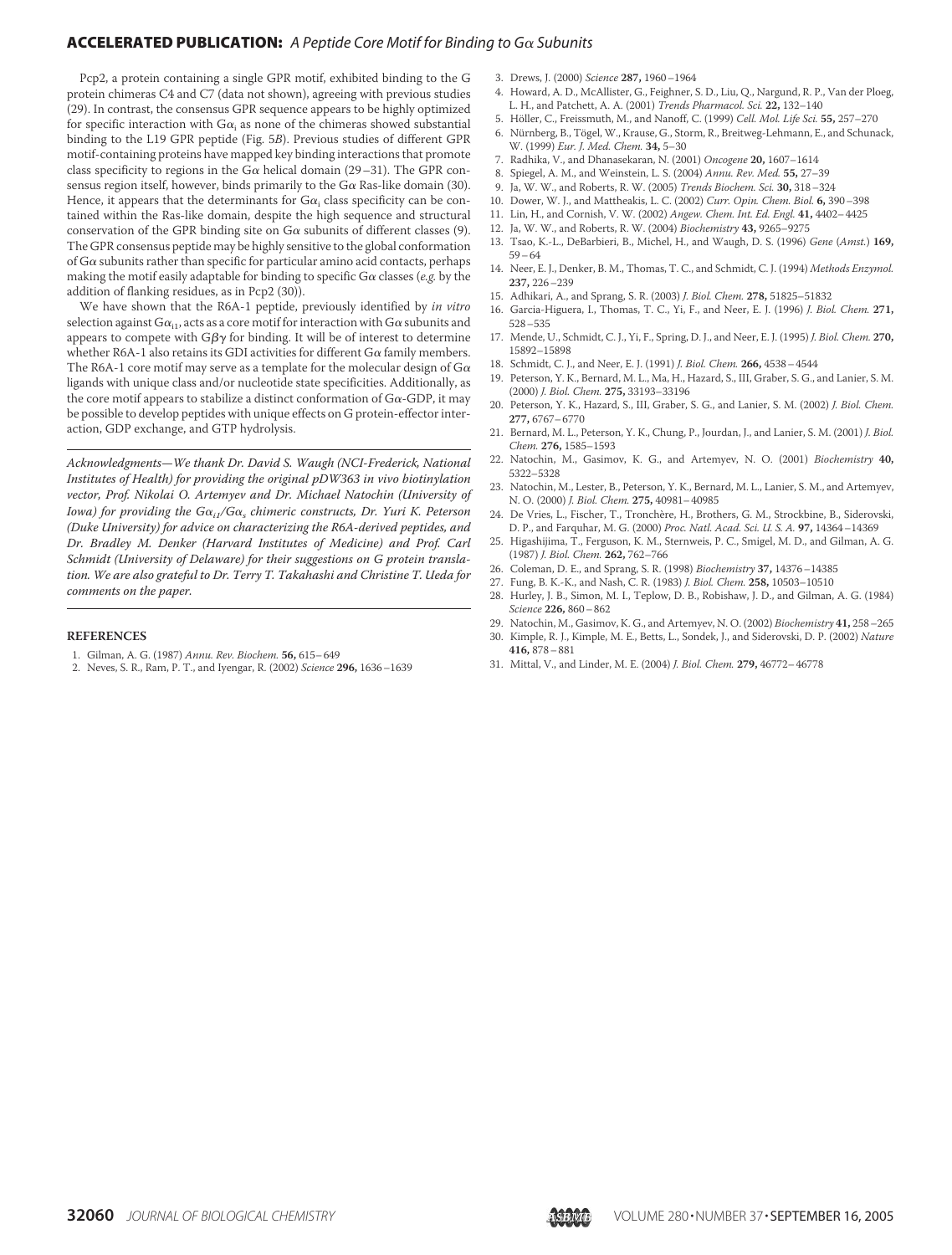Pcp2, a protein containing a single GPR motif, exhibited binding to the G protein chimeras C4 and C7 (data not shown), agreeing with previous studies (29). In contrast, the consensus GPR sequence appears to be highly optimized for specific interaction with G$\alpha_i$ as none of the chimeras showed substantial binding to the L19 GPR peptide (Fig. 5*B*). Previous studies of different GPR motif-containing proteins have mapped key binding interactions that promote class specificity to regions in the G$\alpha$ helical domain (29–31). The GPR consensus region itself, however, binds primarily to the G$\alpha$ Ras-like domain (30). Hence, it appears that the determinants for G$\alpha_i$ class specificity can be contained within the Ras-like domain, despite the high sequence and structural conservation of the GPR binding site on G$\alpha$ subunits of different classes (9). The GPR consensus peptide may be highly sensitive to the global conformation of G$\alpha$ subunits rather than specific for particular amino acid contacts, perhaps making the motif easily adaptable for binding to specific G$\alpha$ classes (*e.g.* by the addition of flanking residues, as in Pcp2 (30)).

We have shown that the R6A-1 peptide, previously identified by *in vitro* selection against G$\alpha_{i1}$, acts as a core motif for interaction with G$\alpha$ subunits and appears to compete with G$\beta\gamma$ for binding. It will be of interest to determine whether R6A-1 also retains its GDI activities for different G$\alpha$ family members. The R6A-1 core motif may serve as a template for the molecular design of G$\alpha$ ligands with unique class and/or nucleotide state specificities. Additionally, as the core motif appears to stabilize a distinct conformation of G$\alpha$-GDP, it may be possible to develop peptides with unique effects on G protein-effector interaction, GDP exchange, and GTP hydrolysis.

*Acknowledgments—We thank Dr. David S. Waugh (NCI-Frederick, National Institutes of Health) for providing the original pDW363 in vivo biotinylation vector, Prof. Nikolai O. Artemyev and Dr. Michael Natochin (University of Iowa) for providing the G$\alpha_{i1}$/G$\alpha_s$ chimeric constructs, Dr. Yuri K. Peterson (Duke University) for advice on characterizing the R6A-derived peptides, and Dr. Bradley M. Denker (Harvard Institutes of Medicine) and Prof. Carl Schmidt (University of Delaware) for their suggestions on G protein translation. We are also grateful to Dr. Terry T. Takahashi and Christine T. Ueda for comments on the paper.*

## REFERENCES

1. Gilman, A. G. (1987) *Annu. Rev. Biochem.* **56,** 615–649
2. Neves, S. R., Ram, P. T., and Iyengar, R. (2002) *Science* **296,** 1636–1639
3. Drews, J. (2000) *Science* **287,** 1960–1964
4. Howard, A. D., McAllister, G., Feighner, S. D., Liu, Q., Nargund, R. P., Van der Ploeg, L. H., and Patchett, A. A. (2001) *Trends Pharmacol. Sci.* **22,** 132–140
5. Höller, C., Freissmuth, M., and Nanoff, C. (1999) *Cell. Mol. Life Sci.* **55,** 257–270
6. Nürnberg, B., Tögel, W., Krause, G., Storm, R., Breitweg-Lehmann, E., and Schunack, W. (1999) *Eur. J. Med. Chem.* **34,** 5–30
7. Radhika, V., and Dhanasekaran, N. (2001) *Oncogene* **20,** 1607–1614
8. Spiegel, A. M., and Weinstein, L. S. (2004) *Annu. Rev. Med.* **55,** 27–39
9. Ja, W. W., and Roberts, R. W. (2005) *Trends Biochem. Sci.* **30,** 318–324
10. Dower, W. J., and Mattheakis, L. C. (2002) *Curr. Opin. Chem. Biol.* **6,** 390–398
11. Lin, H., and Cornish, V. W. (2002) *Angew. Chem. Int. Ed. Engl.* **41,** 4402–4425
12. Ja, W. W., and Roberts, R. W. (2004) *Biochemistry* **43,** 9265–9275
13. Tsao, K.-L., DeBarbieri, B., Michel, H., and Waugh, D. S. (1996) *Gene* (*Amst.*) **169,** 59–64
14. Neer, E. J., Denker, B. M., Thomas, T. C., and Schmidt, C. J. (1994) *Methods Enzymol.* **237,** 226–239
15. Adhikari, A., and Sprang, S. R. (2003) *J. Biol. Chem.* **278,** 51825–51832
16. Garcia-Higuera, I., Thomas, T. C., Yi, F., and Neer, E. J. (1996) *J. Biol. Chem.* **271,** 528–535
17. Mende, U., Schmidt, C. J., Yi, F., Spring, D. J., and Neer, E. J. (1995) *J. Biol. Chem.* **270,** 15892–15898
18. Schmidt, C. J., and Neer, E. J. (1991) *J. Biol. Chem.* **266,** 4538–4544
19. Peterson, Y. K., Bernard, M. L., Ma, H., Hazard, S., III, Graber, S. G., and Lanier, S. M. (2000) *J. Biol. Chem.* **275,** 33193–33196
20. Peterson, Y. K., Hazard, S., III, Graber, S. G., and Lanier, S. M. (2002) *J. Biol. Chem.* **277,** 6767–6770
21. Bernard, M. L., Peterson, Y. K., Chung, P., Jourdan, J., and Lanier, S. M. (2001) *J. Biol. Chem.* **276,** 1585–1593
22. Natochin, M., Gasimov, K. G., and Artemyev, N. O. (2001) *Biochemistry* **40,** 5322–5328
23. Natochin, M., Lester, B., Peterson, Y. K., Bernard, M. L., Lanier, S. M., and Artemyev, N. O. (2000) *J. Biol. Chem.* **275,** 40981–40985
24. De Vries, L., Fischer, T., Tronchère, H., Brothers, G. M., Strockbine, B., Siderovski, D. P., and Farquhar, M. G. (2000) *Proc. Natl. Acad. Sci. U. S. A.* **97,** 14364–14369
25. Higashijima, T., Ferguson, K. M., Sternweis, P. C., Smigel, M. D., and Gilman, A. G. (1987) *J. Biol. Chem.* **262,** 762–766
26. Coleman, D. E., and Sprang, S. R. (1998) *Biochemistry* **37,** 14376–14385
27. Fung, B. K.-K., and Nash, C. R. (1983) *J. Biol. Chem.* **258,** 10503–10510
28. Hurley, J. B., Simon, M. I., Teplow, D. B., Robishaw, J. D., and Gilman, A. G. (1984) *Science* **226,** 860–862
29. Natochin, M., Gasimov, K. G., and Artemyev, N. O. (2002) *Biochemistry* **41,** 258–265
30. Kimple, R. J., Kimple, M. E., Betts, L., Sondek, J., and Siderovski, D. P. (2002) *Nature* **416,** 878–881
31. Mittal, V., and Linder, M. E. (2004) *J. Biol. Chem.* **279,** 46772–46778